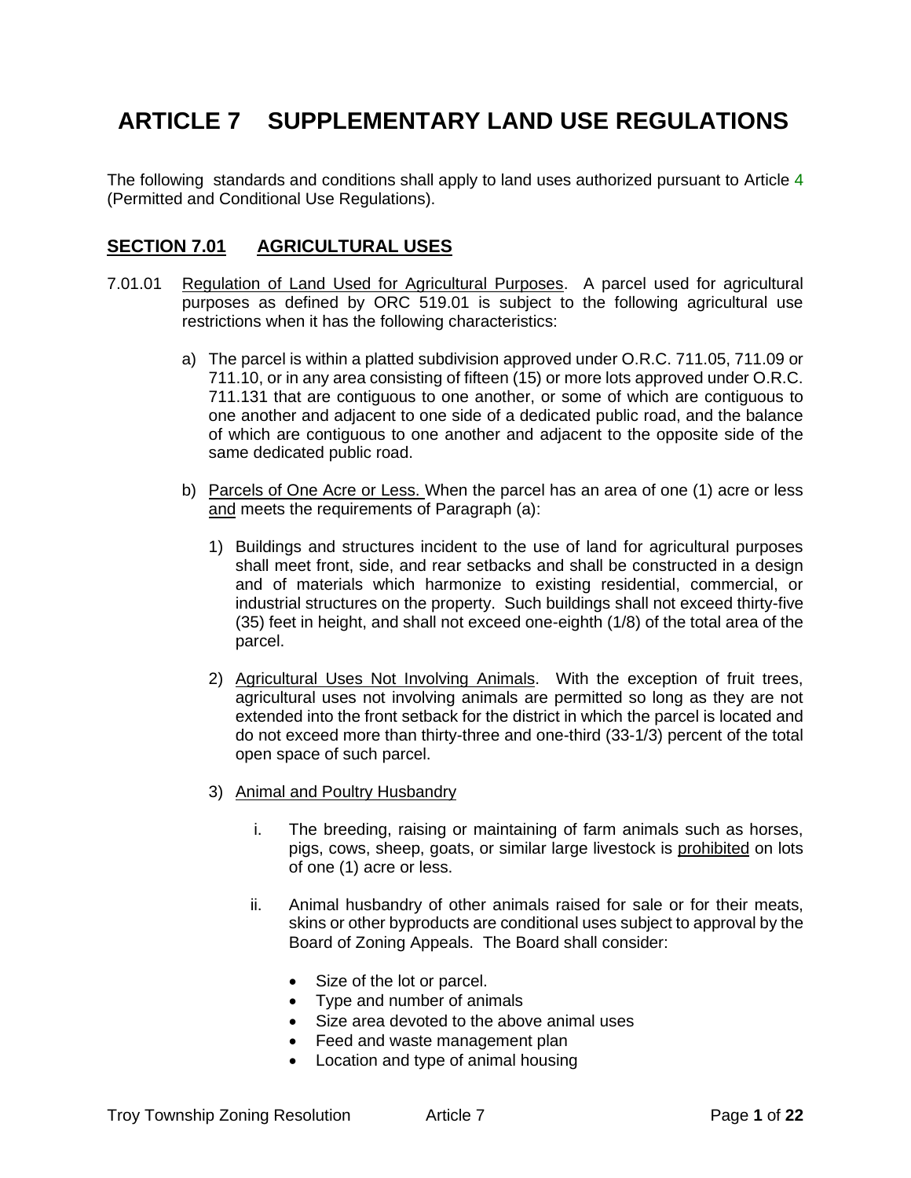# ARTICLE 7 SUPPLEMENTARY LAND USE REGULATIONS

The following standards and conditions shall apply to land uses authorized pursuant to Article 4 (Permitted and Conditional Use Regulations).

## SECTION 7.01 AGRICULTURAL USES

7.01.01 Regulation of Land Used for Agricultural Purposes. A parcel used for agricultural purposes as defined by ORC 519.01 is subject to the following agricultural use restrictions when it has the following characteristics:

a) The parcel is within a platted subdivision approved under O.R.C. 711.05, 711.09 or 711.10, or in any area consisting of fifteen (15) or more lots approved under O.R.C. 711.131 that are contiguous to one another, or some of which are contiguous to one another and adjacent to one side of a dedicated public road, and the balance of which are contiguous to one another and adjacent to the opposite side of the same dedicated public road.

b) Parcels of One Acre or Less. When the parcel has an area of one (1) acre or less and meets the requirements of Paragraph (a):

   1) Buildings and structures incident to the use of land for agricultural purposes shall meet front, side, and rear setbacks and shall be constructed in a design and of materials which harmonize to existing residential, commercial, or industrial structures on the property. Such buildings shall not exceed thirty-five (35) feet in height, and shall not exceed one-eighth (1/8) of the total area of the parcel.

   2) Agricultural Uses Not Involving Animals. With the exception of fruit trees, agricultural uses not involving animals are permitted so long as they are not extended into the front setback for the district in which the parcel is located and do not exceed more than thirty-three and one-third (33-1/3) percent of the total open space of such parcel.

   3) Animal and Poultry Husbandry

      i. The breeding, raising or maintaining of farm animals such as horses, pigs, cows, sheep, goats, or similar large livestock is prohibited on lots of one (1) acre or less.

      ii. Animal husbandry of other animals raised for sale or for their meats, skins or other byproducts are conditional uses subject to approval by the Board of Zoning Appeals. The Board shall consider:

         - Size of the lot or parcel.
         - Type and number of animals
         - Size area devoted to the above animal uses
         - Feed and waste management plan
         - Location and type of animal housing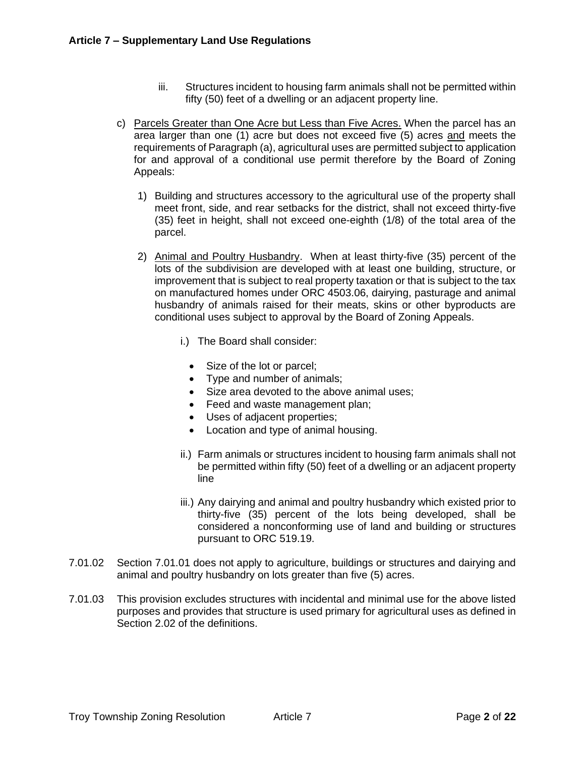iii. Structures incident to housing farm animals shall not be permitted within fifty (50) feet of a dwelling or an adjacent property line.

c) <u>Parcels Greater than One Acre but Less than Five Acres.</u> When the parcel has an area larger than one (1) acre but does not exceed five (5) acres <u>and</u> meets the requirements of Paragraph (a), agricultural uses are permitted subject to application for and approval of a conditional use permit therefore by the Board of Zoning Appeals:

1) Building and structures accessory to the agricultural use of the property shall meet front, side, and rear setbacks for the district, shall not exceed thirty-five (35) feet in height, shall not exceed one-eighth (1/8) of the total area of the parcel.

2) <u>Animal and Poultry Husbandry</u>. When at least thirty-five (35) percent of the lots of the subdivision are developed with at least one building, structure, or improvement that is subject to real property taxation or that is subject to the tax on manufactured homes under ORC 4503.06, dairying, pasturage and animal husbandry of animals raised for their meats, skins or other byproducts are conditional uses subject to approval by the Board of Zoning Appeals.

i.) The Board shall consider:

- Size of the lot or parcel;
- Type and number of animals;
- Size area devoted to the above animal uses;
- Feed and waste management plan;
- Uses of adjacent properties;
- Location and type of animal housing.

ii.) Farm animals or structures incident to housing farm animals shall not be permitted within fifty (50) feet of a dwelling or an adjacent property line

iii.) Any dairying and animal and poultry husbandry which existed prior to thirty-five (35) percent of the lots being developed, shall be considered a nonconforming use of land and building or structures pursuant to ORC 519.19.

7.01.02 Section 7.01.01 does not apply to agriculture, buildings or structures and dairying and animal and poultry husbandry on lots greater than five (5) acres.

7.01.03 This provision excludes structures with incidental and minimal use for the above listed purposes and provides that structure is used primary for agricultural uses as defined in Section 2.02 of the definitions.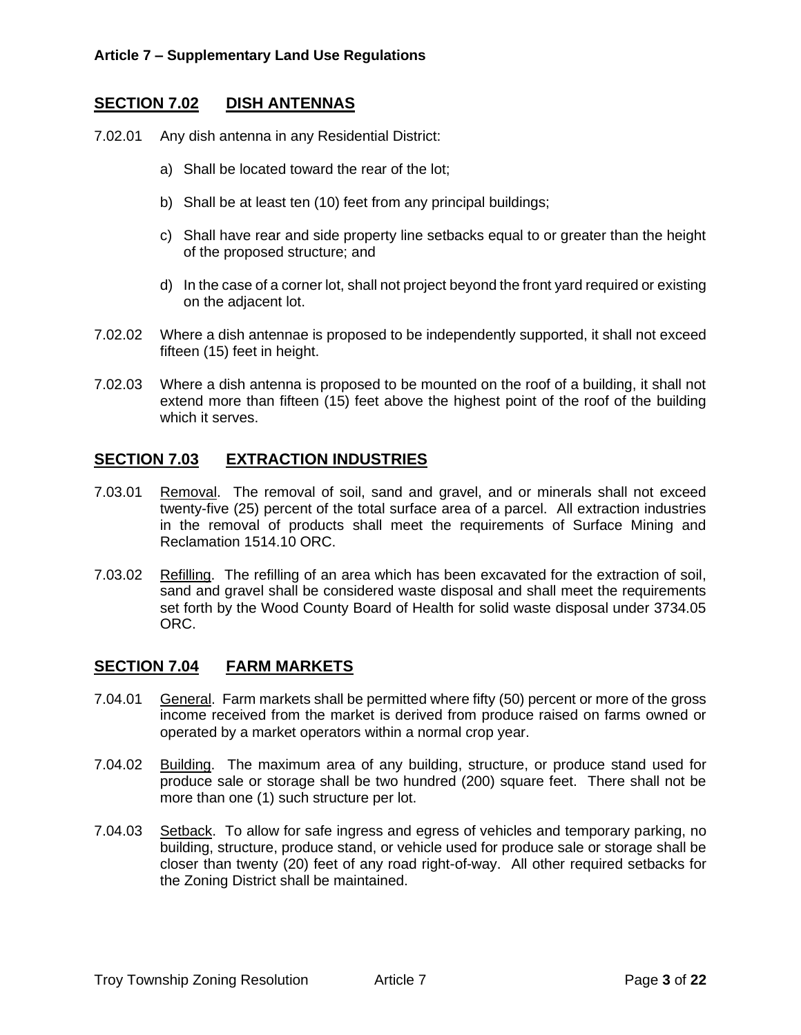## SECTION 7.02 DISH ANTENNAS

7.02.01 Any dish antenna in any Residential District:

a) Shall be located toward the rear of the lot;

b) Shall be at least ten (10) feet from any principal buildings;

c) Shall have rear and side property line setbacks equal to or greater than the height of the proposed structure; and

d) In the case of a corner lot, shall not project beyond the front yard required or existing on the adjacent lot.

7.02.02 Where a dish antennae is proposed to be independently supported, it shall not exceed fifteen (15) feet in height.

7.02.03 Where a dish antenna is proposed to be mounted on the roof of a building, it shall not extend more than fifteen (15) feet above the highest point of the roof of the building which it serves.

## SECTION 7.03 EXTRACTION INDUSTRIES

7.03.01 Removal. The removal of soil, sand and gravel, and or minerals shall not exceed twenty-five (25) percent of the total surface area of a parcel. All extraction industries in the removal of products shall meet the requirements of Surface Mining and Reclamation 1514.10 ORC.

7.03.02 Refilling. The refilling of an area which has been excavated for the extraction of soil, sand and gravel shall be considered waste disposal and shall meet the requirements set forth by the Wood County Board of Health for solid waste disposal under 3734.05 ORC.

## SECTION 7.04 FARM MARKETS

7.04.01 General. Farm markets shall be permitted where fifty (50) percent or more of the gross income received from the market is derived from produce raised on farms owned or operated by a market operators within a normal crop year.

7.04.02 Building. The maximum area of any building, structure, or produce stand used for produce sale or storage shall be two hundred (200) square feet. There shall not be more than one (1) such structure per lot.

7.04.03 Setback. To allow for safe ingress and egress of vehicles and temporary parking, no building, structure, produce stand, or vehicle used for produce sale or storage shall be closer than twenty (20) feet of any road right-of-way. All other required setbacks for the Zoning District shall be maintained.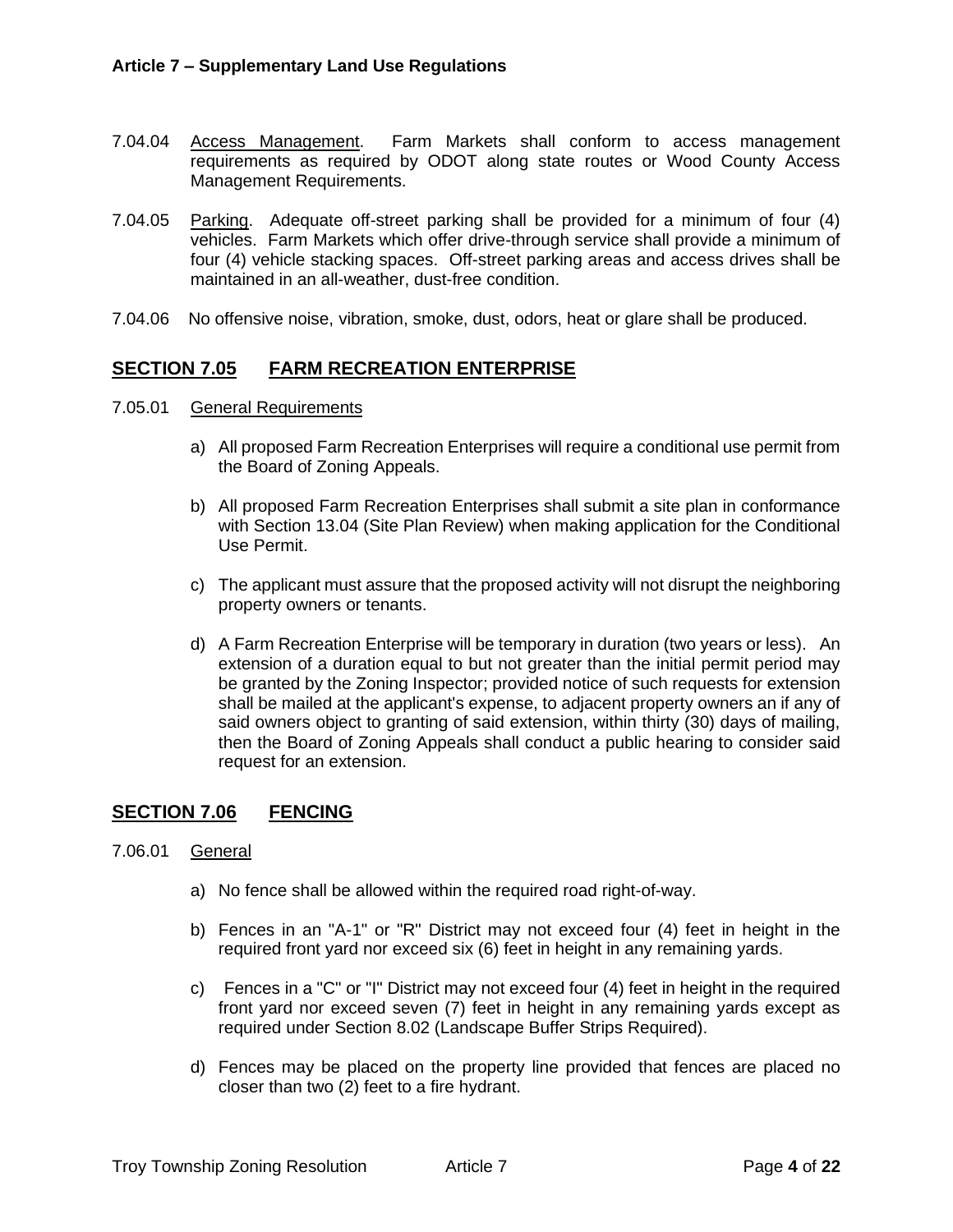7.04.04 Access Management. Farm Markets shall conform to access management requirements as required by ODOT along state routes or Wood County Access Management Requirements.

7.04.05 Parking. Adequate off-street parking shall be provided for a minimum of four (4) vehicles. Farm Markets which offer drive-through service shall provide a minimum of four (4) vehicle stacking spaces. Off-street parking areas and access drives shall be maintained in an all-weather, dust-free condition.

7.04.06 No offensive noise, vibration, smoke, dust, odors, heat or glare shall be produced.

## SECTION 7.05 FARM RECREATION ENTERPRISE

7.05.01 General Requirements

a) All proposed Farm Recreation Enterprises will require a conditional use permit from the Board of Zoning Appeals.

b) All proposed Farm Recreation Enterprises shall submit a site plan in conformance with Section 13.04 (Site Plan Review) when making application for the Conditional Use Permit.

c) The applicant must assure that the proposed activity will not disrupt the neighboring property owners or tenants.

d) A Farm Recreation Enterprise will be temporary in duration (two years or less). An extension of a duration equal to but not greater than the initial permit period may be granted by the Zoning Inspector; provided notice of such requests for extension shall be mailed at the applicant's expense, to adjacent property owners an if any of said owners object to granting of said extension, within thirty (30) days of mailing, then the Board of Zoning Appeals shall conduct a public hearing to consider said request for an extension.

## SECTION 7.06 FENCING

7.06.01 General

a) No fence shall be allowed within the required road right-of-way.

b) Fences in an "A-1" or "R" District may not exceed four (4) feet in height in the required front yard nor exceed six (6) feet in height in any remaining yards.

c) Fences in a "C" or "I" District may not exceed four (4) feet in height in the required front yard nor exceed seven (7) feet in height in any remaining yards except as required under Section 8.02 (Landscape Buffer Strips Required).

d) Fences may be placed on the property line provided that fences are placed no closer than two (2) feet to a fire hydrant.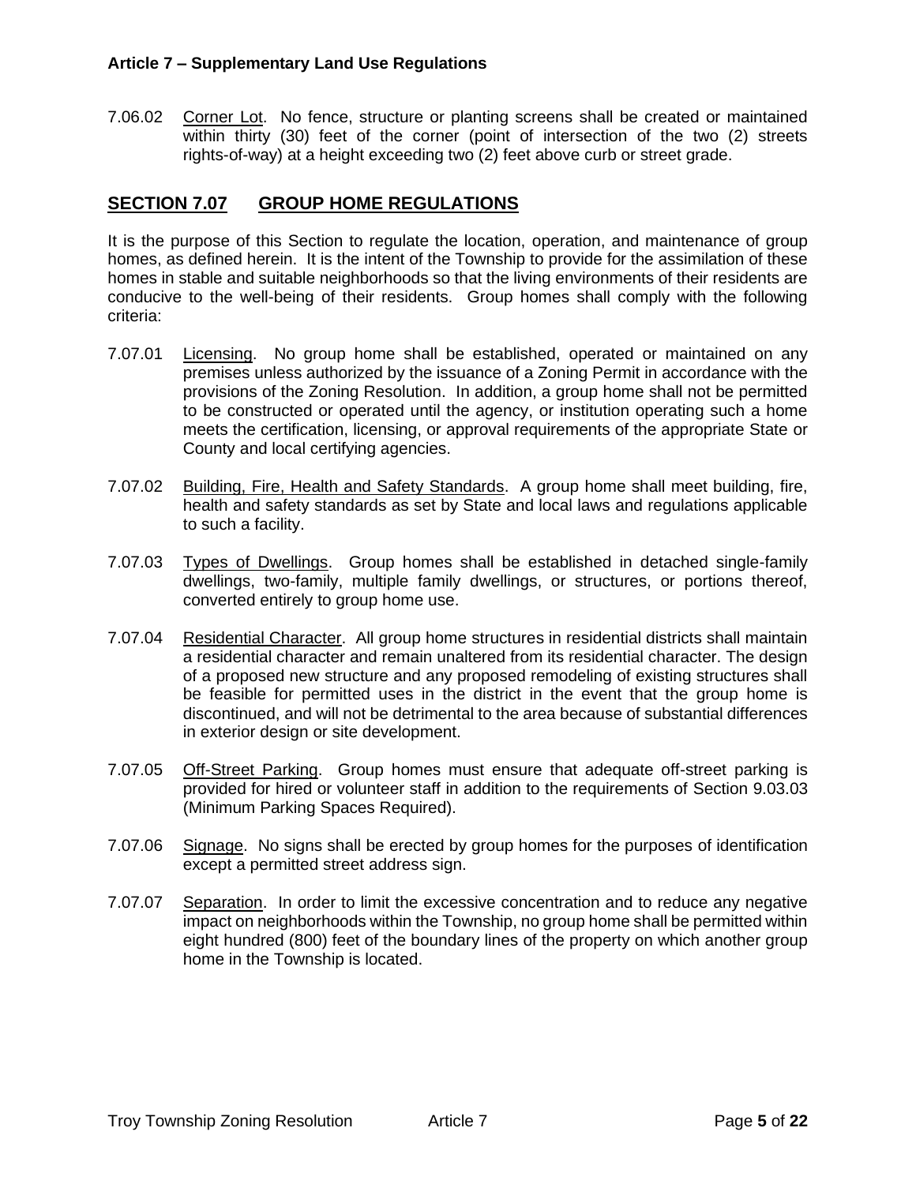7.06.02 Corner Lot. No fence, structure or planting screens shall be created or maintained within thirty (30) feet of the corner (point of intersection of the two (2) streets rights-of-way) at a height exceeding two (2) feet above curb or street grade.

## SECTION 7.07 GROUP HOME REGULATIONS

It is the purpose of this Section to regulate the location, operation, and maintenance of group homes, as defined herein. It is the intent of the Township to provide for the assimilation of these homes in stable and suitable neighborhoods so that the living environments of their residents are conducive to the well-being of their residents. Group homes shall comply with the following criteria:

7.07.01 Licensing. No group home shall be established, operated or maintained on any premises unless authorized by the issuance of a Zoning Permit in accordance with the provisions of the Zoning Resolution. In addition, a group home shall not be permitted to be constructed or operated until the agency, or institution operating such a home meets the certification, licensing, or approval requirements of the appropriate State or County and local certifying agencies.

7.07.02 Building, Fire, Health and Safety Standards. A group home shall meet building, fire, health and safety standards as set by State and local laws and regulations applicable to such a facility.

7.07.03 Types of Dwellings. Group homes shall be established in detached single-family dwellings, two-family, multiple family dwellings, or structures, or portions thereof, converted entirely to group home use.

7.07.04 Residential Character. All group home structures in residential districts shall maintain a residential character and remain unaltered from its residential character. The design of a proposed new structure and any proposed remodeling of existing structures shall be feasible for permitted uses in the district in the event that the group home is discontinued, and will not be detrimental to the area because of substantial differences in exterior design or site development.

7.07.05 Off-Street Parking. Group homes must ensure that adequate off-street parking is provided for hired or volunteer staff in addition to the requirements of Section 9.03.03 (Minimum Parking Spaces Required).

7.07.06 Signage. No signs shall be erected by group homes for the purposes of identification except a permitted street address sign.

7.07.07 Separation. In order to limit the excessive concentration and to reduce any negative impact on neighborhoods within the Township, no group home shall be permitted within eight hundred (800) feet of the boundary lines of the property on which another group home in the Township is located.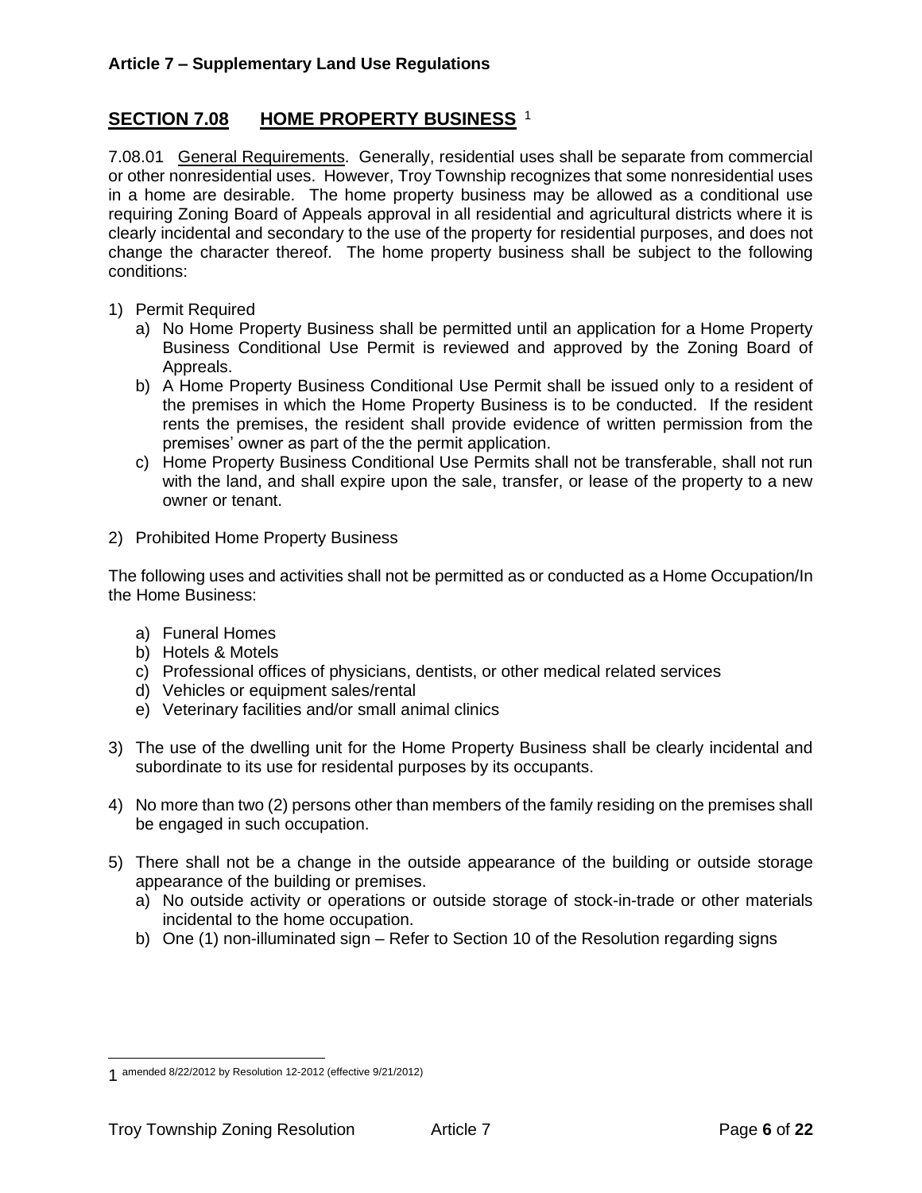## SECTION 7.08 HOME PROPERTY BUSINESS [1]

7.08.01 General Requirements. Generally, residential uses shall be separate from commercial or other nonresidential uses. However, Troy Township recognizes that some nonresidential uses in a home are desirable. The home property business may be allowed as a conditional use requiring Zoning Board of Appeals approval in all residential and agricultural districts where it is clearly incidental and secondary to the use of the property for residential purposes, and does not change the character thereof. The home property business shall be subject to the following conditions:

1) Permit Required
   a) No Home Property Business shall be permitted until an application for a Home Property Business Conditional Use Permit is reviewed and approved by the Zoning Board of Appreals.
   b) A Home Property Business Conditional Use Permit shall be issued only to a resident of the premises in which the Home Property Business is to be conducted. If the resident rents the premises, the resident shall provide evidence of written permission from the premises' owner as part of the the permit application.
   c) Home Property Business Conditional Use Permits shall not be transferable, shall not run with the land, and shall expire upon the sale, transfer, or lease of the property to a new owner or tenant.

2) Prohibited Home Property Business

The following uses and activities shall not be permitted as or conducted as a Home Occupation/In the Home Business:

   a) Funeral Homes
   b) Hotels & Motels
   c) Professional offices of physicians, dentists, or other medical related services
   d) Vehicles or equipment sales/rental
   e) Veterinary facilities and/or small animal clinics

3) The use of the dwelling unit for the Home Property Business shall be clearly incidental and subordinate to its use for residental purposes by its occupants.

4) No more than two (2) persons other than members of the family residing on the premises shall be engaged in such occupation.

5) There shall not be a change in the outside appearance of the building or outside storage appearance of the building or premises.
   a) No outside activity or operations or outside storage of stock-in-trade or other materials incidental to the home occupation.
   b) One (1) non-illuminated sign – Refer to Section 10 of the Resolution regarding signs

---

[1] amended 8/22/2012 by Resolution 12-2012 (effective 9/21/2012)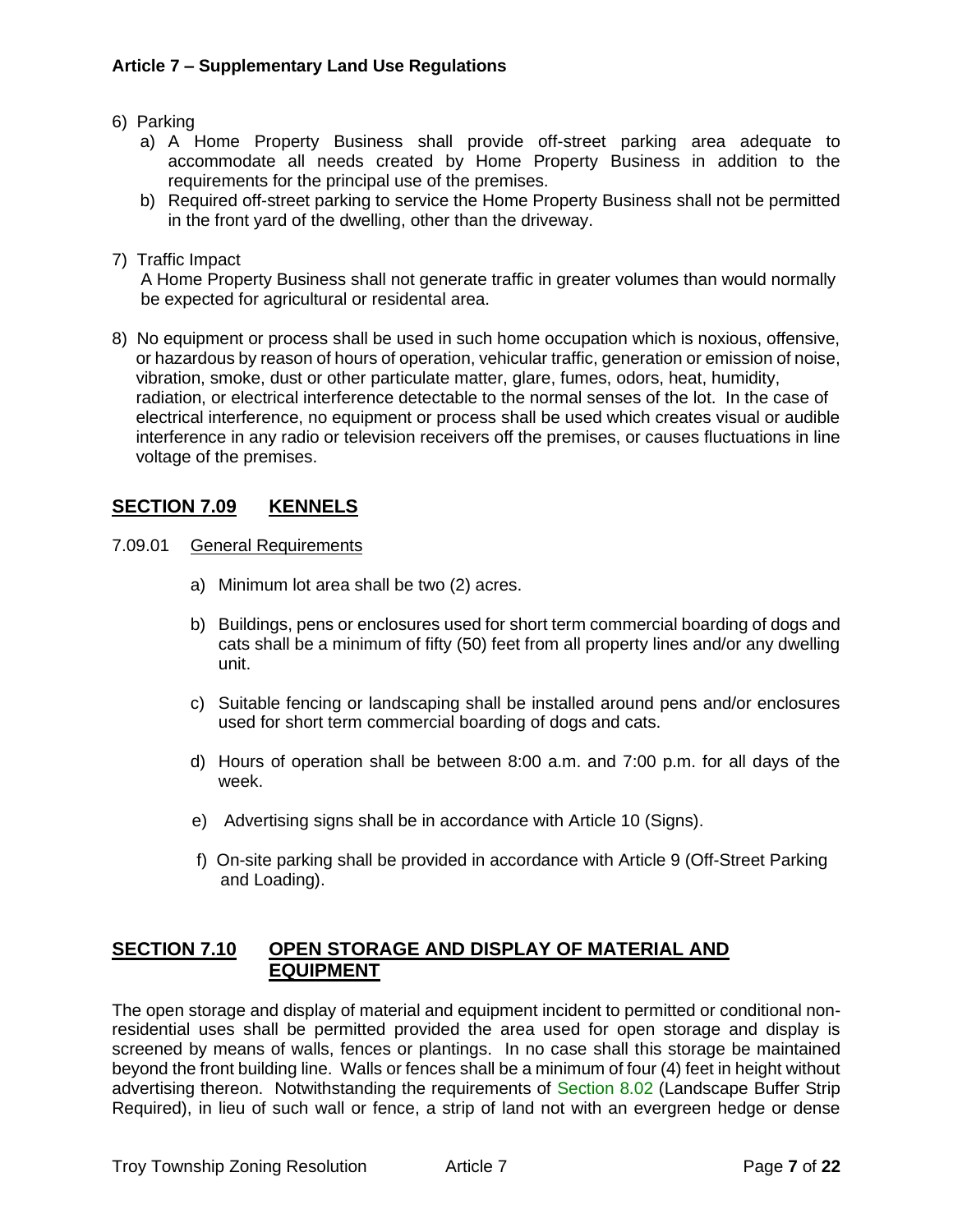6) Parking
   a) A Home Property Business shall provide off-street parking area adequate to accommodate all needs created by Home Property Business in addition to the requirements for the principal use of the premises.
   b) Required off-street parking to service the Home Property Business shall not be permitted in the front yard of the dwelling, other than the driveway.

7) Traffic Impact
   A Home Property Business shall not generate traffic in greater volumes than would normally be expected for agricultural or residental area.

8) No equipment or process shall be used in such home occupation which is noxious, offensive, or hazardous by reason of hours of operation, vehicular traffic, generation or emission of noise, vibration, smoke, dust or other particulate matter, glare, fumes, odors, heat, humidity, radiation, or electrical interference detectable to the normal senses of the lot. In the case of electrical interference, no equipment or process shall be used which creates visual or audible interference in any radio or television receivers off the premises, or causes fluctuations in line voltage of the premises.

## SECTION 7.09 KENNELS

7.09.01 General Requirements

a) Minimum lot area shall be two (2) acres.

b) Buildings, pens or enclosures used for short term commercial boarding of dogs and cats shall be a minimum of fifty (50) feet from all property lines and/or any dwelling unit.

c) Suitable fencing or landscaping shall be installed around pens and/or enclosures used for short term commercial boarding of dogs and cats.

d) Hours of operation shall be between 8:00 a.m. and 7:00 p.m. for all days of the week.

e) Advertising signs shall be in accordance with Article 10 (Signs).

f) On-site parking shall be provided in accordance with Article 9 (Off-Street Parking and Loading).

## SECTION 7.10 OPEN STORAGE AND DISPLAY OF MATERIAL AND EQUIPMENT

The open storage and display of material and equipment incident to permitted or conditional non-residential uses shall be permitted provided the area used for open storage and display is screened by means of walls, fences or plantings. In no case shall this storage be maintained beyond the front building line. Walls or fences shall be a minimum of four (4) feet in height without advertising thereon. Notwithstanding the requirements of Section 8.02 (Landscape Buffer Strip Required), in lieu of such wall or fence, a strip of land not with an evergreen hedge or dense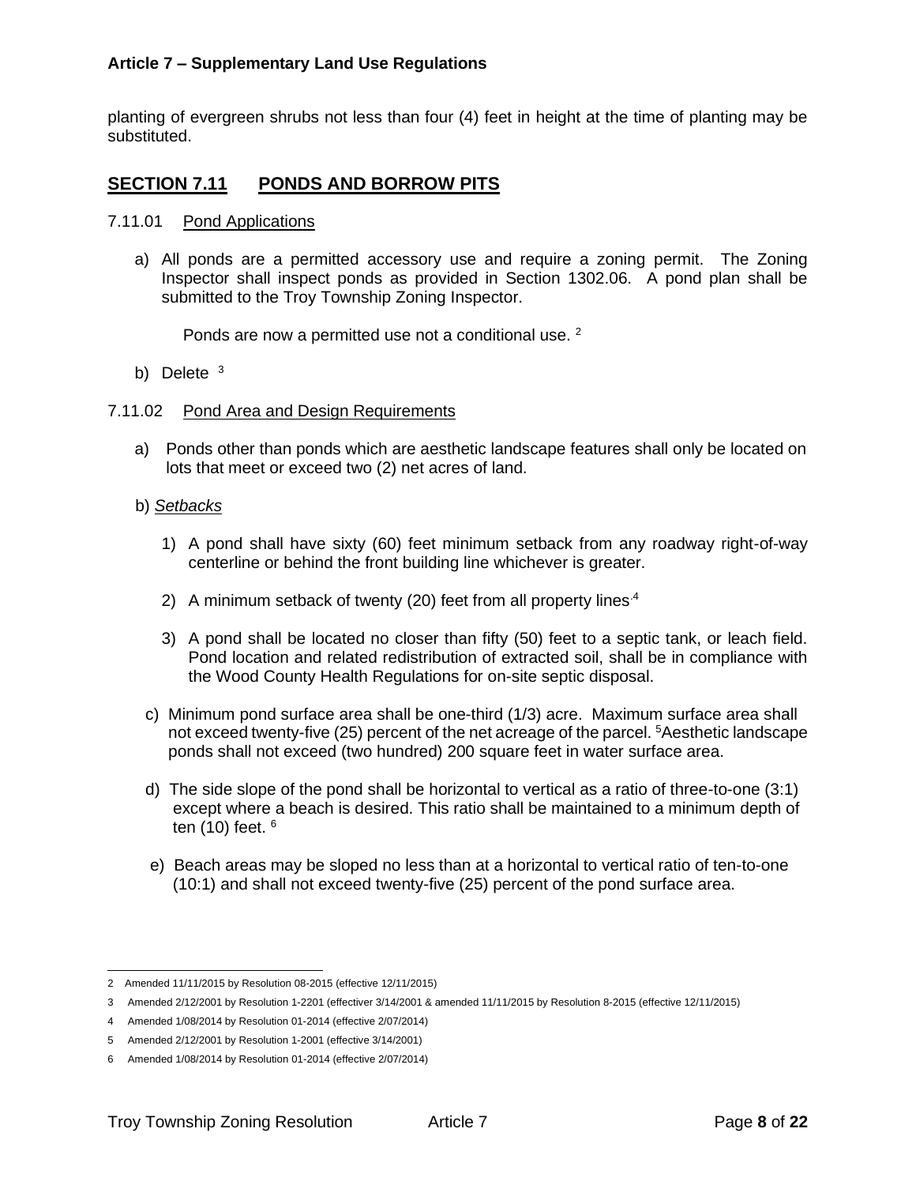planting of evergreen shrubs not less than four (4) feet in height at the time of planting may be substituted.

## SECTION 7.11 PONDS AND BORROW PITS

7.11.01 Pond Applications

a) All ponds are a permitted accessory use and require a zoning permit. The Zoning Inspector shall inspect ponds as provided in Section 1302.06. A pond plan shall be submitted to the Troy Township Zoning Inspector.

   Ponds are now a permitted use not a conditional use. [2]

b) Delete [3]

7.11.02 Pond Area and Design Requirements

a) Ponds other than ponds which are aesthetic landscape features shall only be located on lots that meet or exceed two (2) net acres of land.

b) *Setbacks*

   1) A pond shall have sixty (60) feet minimum setback from any roadway right-of-way centerline or behind the front building line whichever is greater.

   2) A minimum setback of twenty (20) feet from all property lines.[4]

   3) A pond shall be located no closer than fifty (50) feet to a septic tank, or leach field. Pond location and related redistribution of extracted soil, shall be in compliance with the Wood County Health Regulations for on-site septic disposal.

c) Minimum pond surface area shall be one-third (1/3) acre. Maximum surface area shall not exceed twenty-five (25) percent of the net acreage of the parcel. [5]Aesthetic landscape ponds shall not exceed (two hundred) 200 square feet in water surface area.

d) The side slope of the pond shall be horizontal to vertical as a ratio of three-to-one (3:1) except where a beach is desired. This ratio shall be maintained to a minimum depth of ten (10) feet. [6]

e) Beach areas may be sloped no less than at a horizontal to vertical ratio of ten-to-one (10:1) and shall not exceed twenty-five (25) percent of the pond surface area.

---

2 Amended 11/11/2015 by Resolution 08-2015 (effective 12/11/2015)

3 Amended 2/12/2001 by Resolution 1-2201 (effectiver 3/14/2001 & amended 11/11/2015 by Resolution 8-2015 (effective 12/11/2015)

4 Amended 1/08/2014 by Resolution 01-2014 (effective 2/07/2014)

5 Amended 2/12/2001 by Resolution 1-2001 (effective 3/14/2001)

6 Amended 1/08/2014 by Resolution 01-2014 (effective 2/07/2014)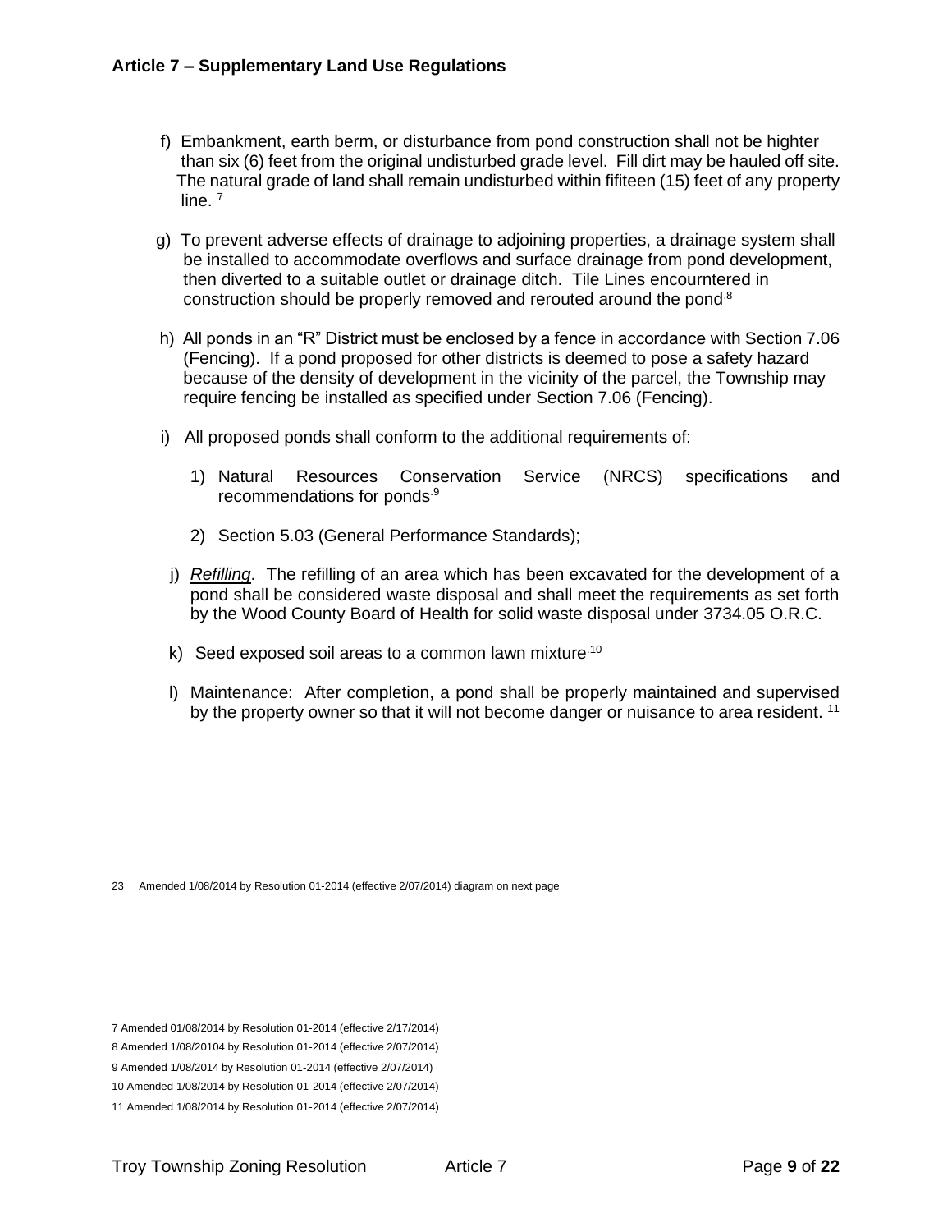f) Embankment, earth berm, or disturbance from pond construction shall not be highter than six (6) feet from the original undisturbed grade level. Fill dirt may be hauled off site. The natural grade of land shall remain undisturbed within fifiteen (15) feet of any property line. [7]

g) To prevent adverse effects of drainage to adjoining properties, a drainage system shall be installed to accommodate overflows and surface drainage from pond development, then diverted to a suitable outlet or drainage ditch. Tile Lines encourntered in construction should be properly removed and rerouted around the pond.[8]

h) All ponds in an "R" District must be enclosed by a fence in accordance with Section 7.06 (Fencing). If a pond proposed for other districts is deemed to pose a safety hazard because of the density of development in the vicinity of the parcel, the Township may require fencing be installed as specified under Section 7.06 (Fencing).

i) All proposed ponds shall conform to the additional requirements of:

1) Natural Resources Conservation Service (NRCS) specifications and recommendations for ponds.[9]

2) Section 5.03 (General Performance Standards);

j) *Refilling*. The refilling of an area which has been excavated for the development of a pond shall be considered waste disposal and shall meet the requirements as set forth by the Wood County Board of Health for solid waste disposal under 3734.05 O.R.C.

k) Seed exposed soil areas to a common lawn mixture.[10]

l) Maintenance: After completion, a pond shall be properly maintained and supervised by the property owner so that it will not become danger or nuisance to area resident. [11]

23 Amended 1/08/2014 by Resolution 01-2014 (effective 2/07/2014) diagram on next page

---

7 Amended 01/08/2014 by Resolution 01-2014 (effective 2/17/2014)

8 Amended 1/08/20104 by Resolution 01-2014 (effective 2/07/2014)

9 Amended 1/08/2014 by Resolution 01-2014 (effective 2/07/2014)

10 Amended 1/08/2014 by Resolution 01-2014 (effective 2/07/2014)

11 Amended 1/08/2014 by Resolution 01-2014 (effective 2/07/2014)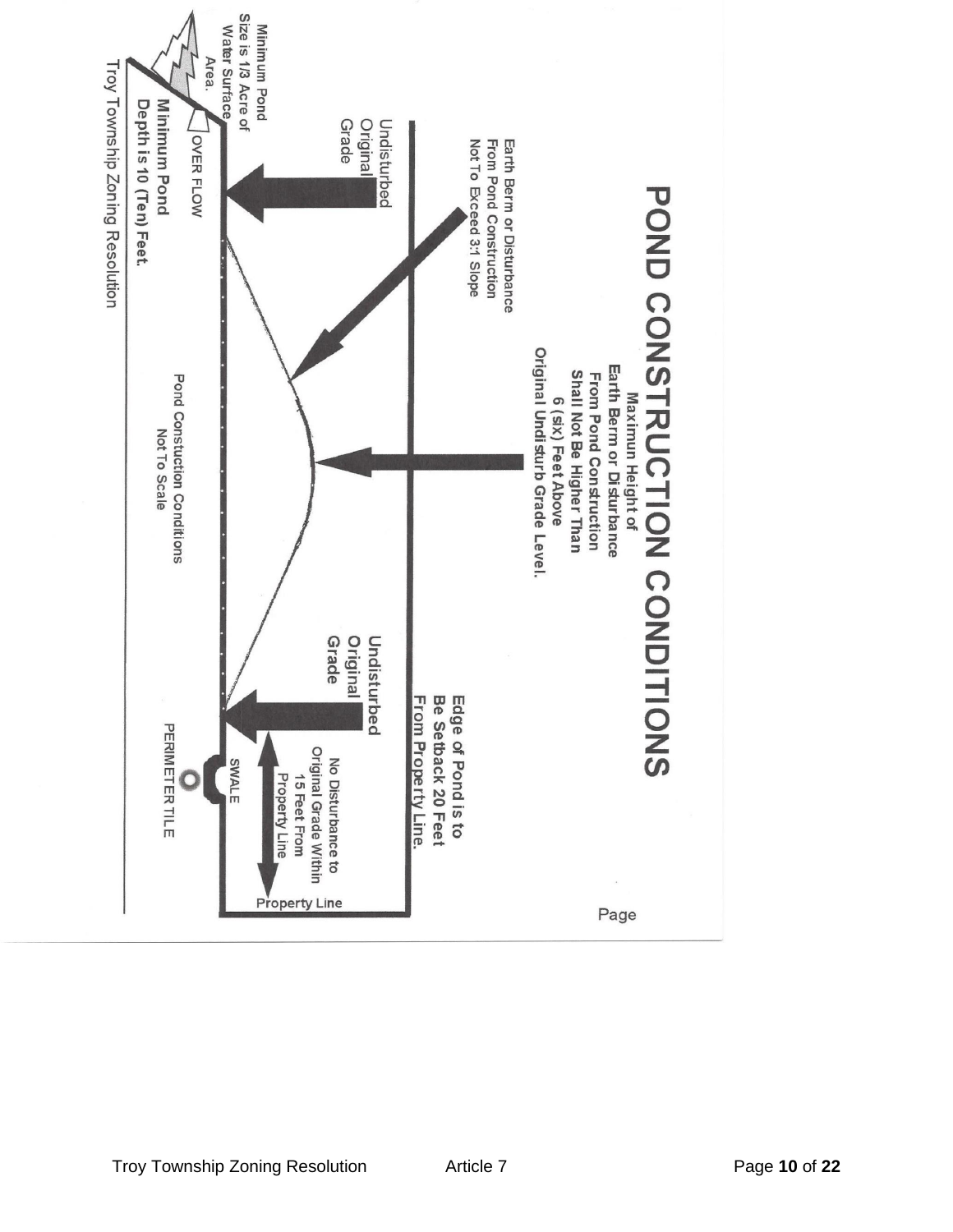# POND CONSTRUCTION CONDITIONS

Maximun Height of Earth Berm or Disturbance From Pond Construction Shall Not Be Higher Than 6 (six) Feet Above Original Undisturb Grade Level.

Earth Berm or Disturbance From Pond Construction Not To Exceed 3:1 Slope

Undisturbed Original Grade

Undisturbed Original Grade

Edge of Pond is to Be Setback 20 Feet From Property Line.

No Disturbance to Original Grade Within 15 Feet From Property Line

SWALE

PERIMETER TILE

Property Line

Minimum Pond Size is 1/3 Acre of Water Surface Area.

OVER FLOW

Minimum Pond Depth is 10 (Ten) Feet.

Pond Constuction Conditions Not To Scale

Troy Township Zoning Resolution

Page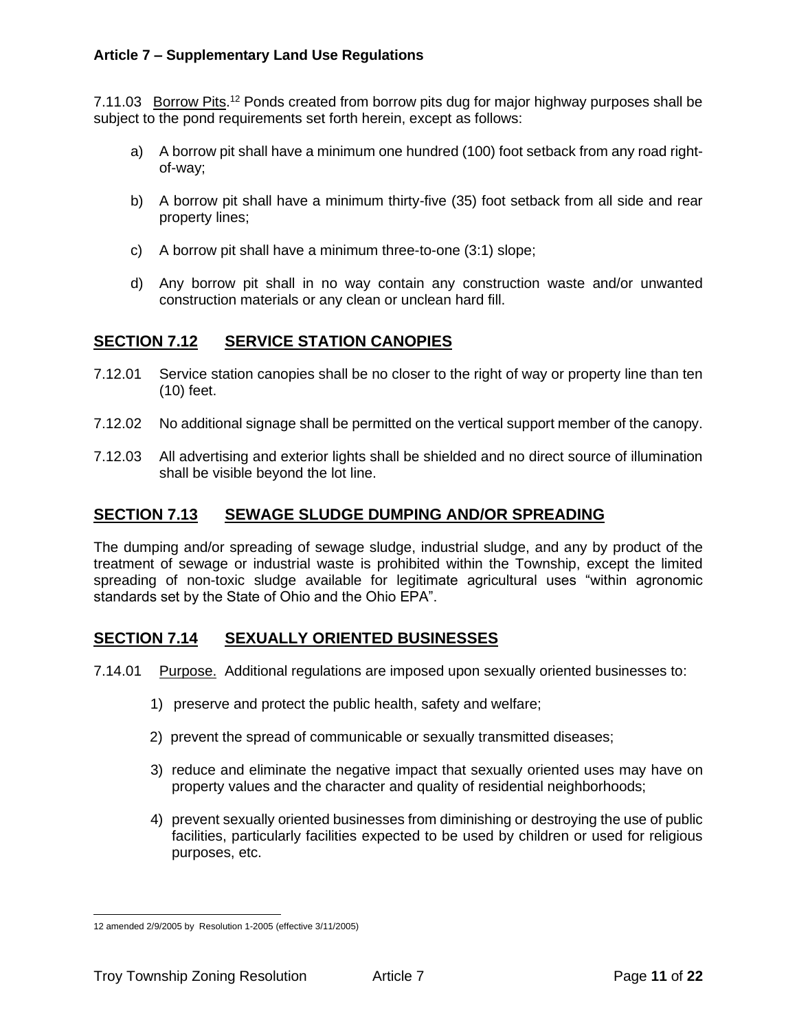7.11.03 Borrow Pits.[12] Ponds created from borrow pits dug for major highway purposes shall be subject to the pond requirements set forth herein, except as follows:

a) A borrow pit shall have a minimum one hundred (100) foot setback from any road right-of-way;

b) A borrow pit shall have a minimum thirty-five (35) foot setback from all side and rear property lines;

c) A borrow pit shall have a minimum three-to-one (3:1) slope;

d) Any borrow pit shall in no way contain any construction waste and/or unwanted construction materials or any clean or unclean hard fill.

## SECTION 7.12 SERVICE STATION CANOPIES

7.12.01 Service station canopies shall be no closer to the right of way or property line than ten (10) feet.

7.12.02 No additional signage shall be permitted on the vertical support member of the canopy.

7.12.03 All advertising and exterior lights shall be shielded and no direct source of illumination shall be visible beyond the lot line.

## SECTION 7.13 SEWAGE SLUDGE DUMPING AND/OR SPREADING

The dumping and/or spreading of sewage sludge, industrial sludge, and any by product of the treatment of sewage or industrial waste is prohibited within the Township, except the limited spreading of non-toxic sludge available for legitimate agricultural uses "within agronomic standards set by the State of Ohio and the Ohio EPA".

## SECTION 7.14 SEXUALLY ORIENTED BUSINESSES

7.14.01 Purpose. Additional regulations are imposed upon sexually oriented businesses to:

1) preserve and protect the public health, safety and welfare;

2) prevent the spread of communicable or sexually transmitted diseases;

3) reduce and eliminate the negative impact that sexually oriented uses may have on property values and the character and quality of residential neighborhoods;

4) prevent sexually oriented businesses from diminishing or destroying the use of public facilities, particularly facilities expected to be used by children or used for religious purposes, etc.

---

12 amended 2/9/2005 by Resolution 1-2005 (effective 3/11/2005)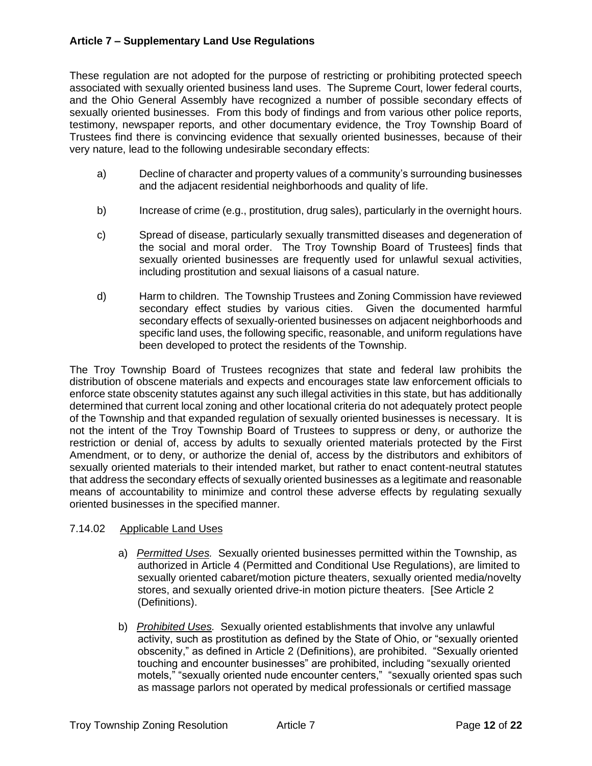These regulation are not adopted for the purpose of restricting or prohibiting protected speech associated with sexually oriented business land uses. The Supreme Court, lower federal courts, and the Ohio General Assembly have recognized a number of possible secondary effects of sexually oriented businesses. From this body of findings and from various other police reports, testimony, newspaper reports, and other documentary evidence, the Troy Township Board of Trustees find there is convincing evidence that sexually oriented businesses, because of their very nature, lead to the following undesirable secondary effects:

a) Decline of character and property values of a community's surrounding businesses and the adjacent residential neighborhoods and quality of life.

b) Increase of crime (e.g., prostitution, drug sales), particularly in the overnight hours.

c) Spread of disease, particularly sexually transmitted diseases and degeneration of the social and moral order. The Troy Township Board of Trustees] finds that sexually oriented businesses are frequently used for unlawful sexual activities, including prostitution and sexual liaisons of a casual nature.

d) Harm to children. The Township Trustees and Zoning Commission have reviewed secondary effect studies by various cities. Given the documented harmful secondary effects of sexually-oriented businesses on adjacent neighborhoods and specific land uses, the following specific, reasonable, and uniform regulations have been developed to protect the residents of the Township.

The Troy Township Board of Trustees recognizes that state and federal law prohibits the distribution of obscene materials and expects and encourages state law enforcement officials to enforce state obscenity statutes against any such illegal activities in this state, but has additionally determined that current local zoning and other locational criteria do not adequately protect people of the Township and that expanded regulation of sexually oriented businesses is necessary. It is not the intent of the Troy Township Board of Trustees to suppress or deny, or authorize the restriction or denial of, access by adults to sexually oriented materials protected by the First Amendment, or to deny, or authorize the denial of, access by the distributors and exhibitors of sexually oriented materials to their intended market, but rather to enact content-neutral statutes that address the secondary effects of sexually oriented businesses as a legitimate and reasonable means of accountability to minimize and control these adverse effects by regulating sexually oriented businesses in the specified manner.

7.14.02 <u>Applicable Land Uses</u>

a) *<u>Permitted Uses.</u>* Sexually oriented businesses permitted within the Township, as authorized in Article 4 (Permitted and Conditional Use Regulations), are limited to sexually oriented cabaret/motion picture theaters, sexually oriented media/novelty stores, and sexually oriented drive-in motion picture theaters. [See Article 2 (Definitions).

b) *<u>Prohibited Uses.</u>* Sexually oriented establishments that involve any unlawful activity, such as prostitution as defined by the State of Ohio, or "sexually oriented obscenity," as defined in Article 2 (Definitions), are prohibited. "Sexually oriented touching and encounter businesses" are prohibited, including "sexually oriented motels," "sexually oriented nude encounter centers," "sexually oriented spas such as massage parlors not operated by medical professionals or certified massage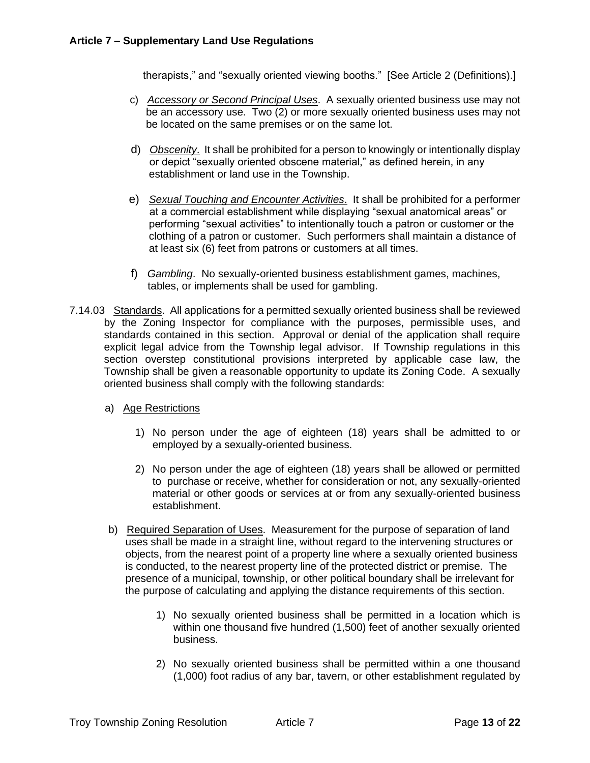therapists," and "sexually oriented viewing booths." [See Article 2 (Definitions).]

c) *Accessory or Second Principal Uses*. A sexually oriented business use may not be an accessory use. Two (2) or more sexually oriented business uses may not be located on the same premises or on the same lot.

d) *Obscenity*. It shall be prohibited for a person to knowingly or intentionally display or depict "sexually oriented obscene material," as defined herein, in any establishment or land use in the Township.

e) *Sexual Touching and Encounter Activities*. It shall be prohibited for a performer at a commercial establishment while displaying "sexual anatomical areas" or performing "sexual activities" to intentionally touch a patron or customer or the clothing of a patron or customer. Such performers shall maintain a distance of at least six (6) feet from patrons or customers at all times.

f) *Gambling*. No sexually-oriented business establishment games, machines, tables, or implements shall be used for gambling.

7.14.03 Standards. All applications for a permitted sexually oriented business shall be reviewed by the Zoning Inspector for compliance with the purposes, permissible uses, and standards contained in this section. Approval or denial of the application shall require explicit legal advice from the Township legal advisor. If Township regulations in this section overstep constitutional provisions interpreted by applicable case law, the Township shall be given a reasonable opportunity to update its Zoning Code. A sexually oriented business shall comply with the following standards:

a) Age Restrictions

1) No person under the age of eighteen (18) years shall be admitted to or employed by a sexually-oriented business.

2) No person under the age of eighteen (18) years shall be allowed or permitted to purchase or receive, whether for consideration or not, any sexually-oriented material or other goods or services at or from any sexually-oriented business establishment.

b) Required Separation of Uses. Measurement for the purpose of separation of land uses shall be made in a straight line, without regard to the intervening structures or objects, from the nearest point of a property line where a sexually oriented business is conducted, to the nearest property line of the protected district or premise. The presence of a municipal, township, or other political boundary shall be irrelevant for the purpose of calculating and applying the distance requirements of this section.

1) No sexually oriented business shall be permitted in a location which is within one thousand five hundred (1,500) feet of another sexually oriented business.

2) No sexually oriented business shall be permitted within a one thousand (1,000) foot radius of any bar, tavern, or other establishment regulated by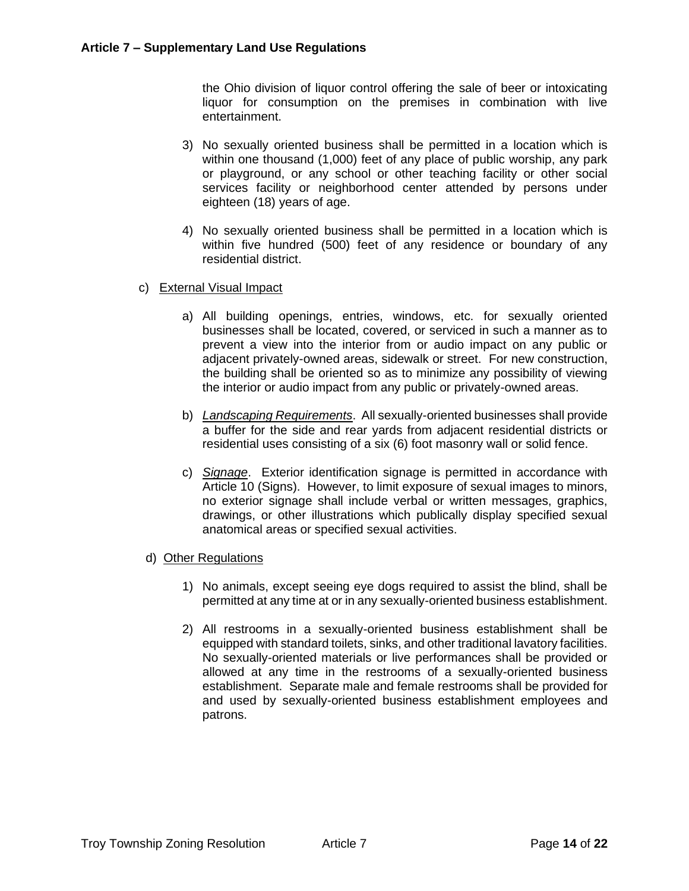the Ohio division of liquor control offering the sale of beer or intoxicating liquor for consumption on the premises in combination with live entertainment.

3) No sexually oriented business shall be permitted in a location which is within one thousand (1,000) feet of any place of public worship, any park or playground, or any school or other teaching facility or other social services facility or neighborhood center attended by persons under eighteen (18) years of age.

4) No sexually oriented business shall be permitted in a location which is within five hundred (500) feet of any residence or boundary of any residential district.

c) External Visual Impact

a) All building openings, entries, windows, etc. for sexually oriented businesses shall be located, covered, or serviced in such a manner as to prevent a view into the interior from or audio impact on any public or adjacent privately-owned areas, sidewalk or street. For new construction, the building shall be oriented so as to minimize any possibility of viewing the interior or audio impact from any public or privately-owned areas.

b) *Landscaping Requirements*. All sexually-oriented businesses shall provide a buffer for the side and rear yards from adjacent residential districts or residential uses consisting of a six (6) foot masonry wall or solid fence.

c) *Signage*. Exterior identification signage is permitted in accordance with Article 10 (Signs). However, to limit exposure of sexual images to minors, no exterior signage shall include verbal or written messages, graphics, drawings, or other illustrations which publically display specified sexual anatomical areas or specified sexual activities.

d) Other Regulations

1) No animals, except seeing eye dogs required to assist the blind, shall be permitted at any time at or in any sexually-oriented business establishment.

2) All restrooms in a sexually-oriented business establishment shall be equipped with standard toilets, sinks, and other traditional lavatory facilities. No sexually-oriented materials or live performances shall be provided or allowed at any time in the restrooms of a sexually-oriented business establishment. Separate male and female restrooms shall be provided for and used by sexually-oriented business establishment employees and patrons.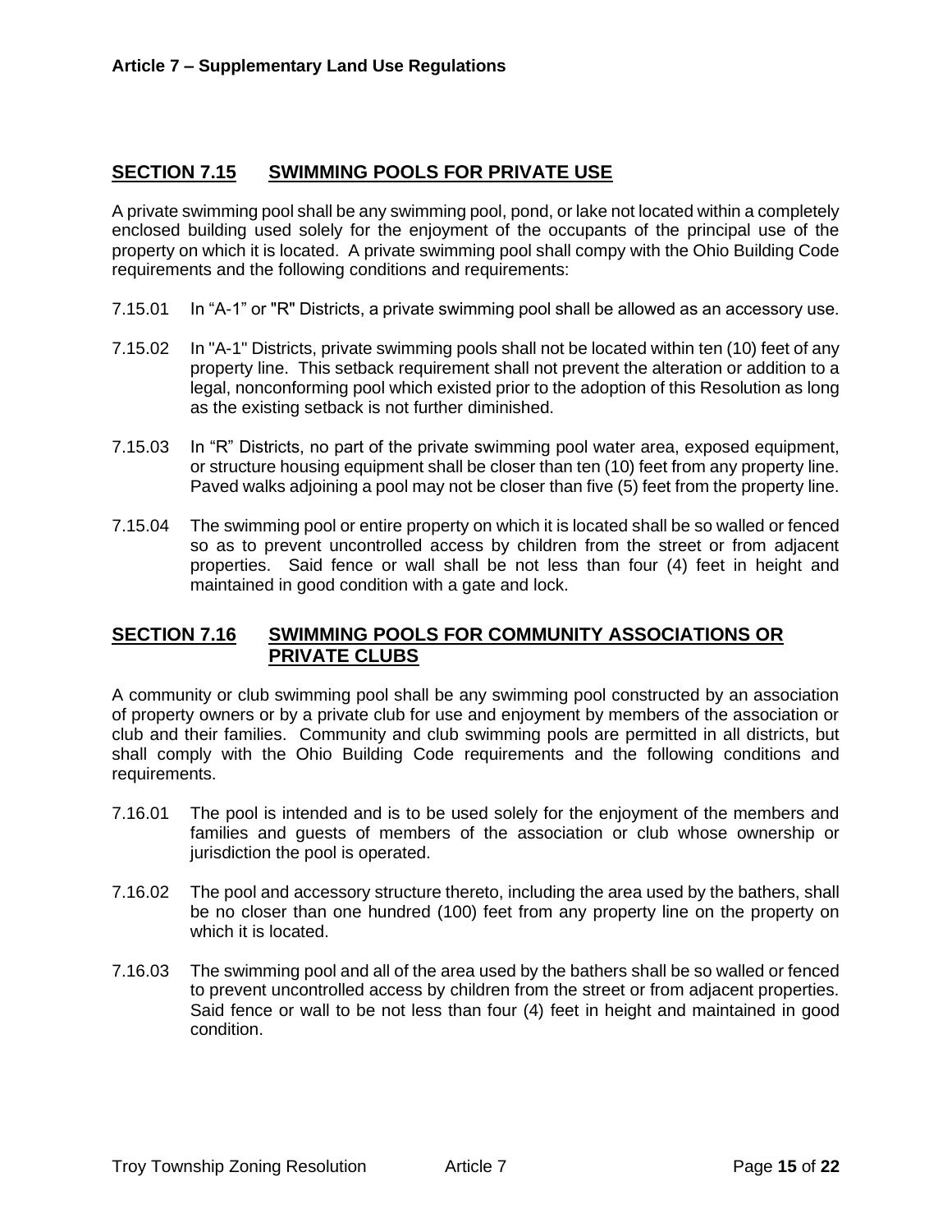## SECTION 7.15 SWIMMING POOLS FOR PRIVATE USE

A private swimming pool shall be any swimming pool, pond, or lake not located within a completely enclosed building used solely for the enjoyment of the occupants of the principal use of the property on which it is located. A private swimming pool shall compy with the Ohio Building Code requirements and the following conditions and requirements:

7.15.01 In “A-1” or "R" Districts, a private swimming pool shall be allowed as an accessory use.

7.15.02 In "A-1" Districts, private swimming pools shall not be located within ten (10) feet of any property line. This setback requirement shall not prevent the alteration or addition to a legal, nonconforming pool which existed prior to the adoption of this Resolution as long as the existing setback is not further diminished.

7.15.03 In “R” Districts, no part of the private swimming pool water area, exposed equipment, or structure housing equipment shall be closer than ten (10) feet from any property line. Paved walks adjoining a pool may not be closer than five (5) feet from the property line.

7.15.04 The swimming pool or entire property on which it is located shall be so walled or fenced so as to prevent uncontrolled access by children from the street or from adjacent properties. Said fence or wall shall be not less than four (4) feet in height and maintained in good condition with a gate and lock.

## SECTION 7.16 SWIMMING POOLS FOR COMMUNITY ASSOCIATIONS OR PRIVATE CLUBS

A community or club swimming pool shall be any swimming pool constructed by an association of property owners or by a private club for use and enjoyment by members of the association or club and their families. Community and club swimming pools are permitted in all districts, but shall comply with the Ohio Building Code requirements and the following conditions and requirements.

7.16.01 The pool is intended and is to be used solely for the enjoyment of the members and families and guests of members of the association or club whose ownership or jurisdiction the pool is operated.

7.16.02 The pool and accessory structure thereto, including the area used by the bathers, shall be no closer than one hundred (100) feet from any property line on the property on which it is located.

7.16.03 The swimming pool and all of the area used by the bathers shall be so walled or fenced to prevent uncontrolled access by children from the street or from adjacent properties. Said fence or wall to be not less than four (4) feet in height and maintained in good condition.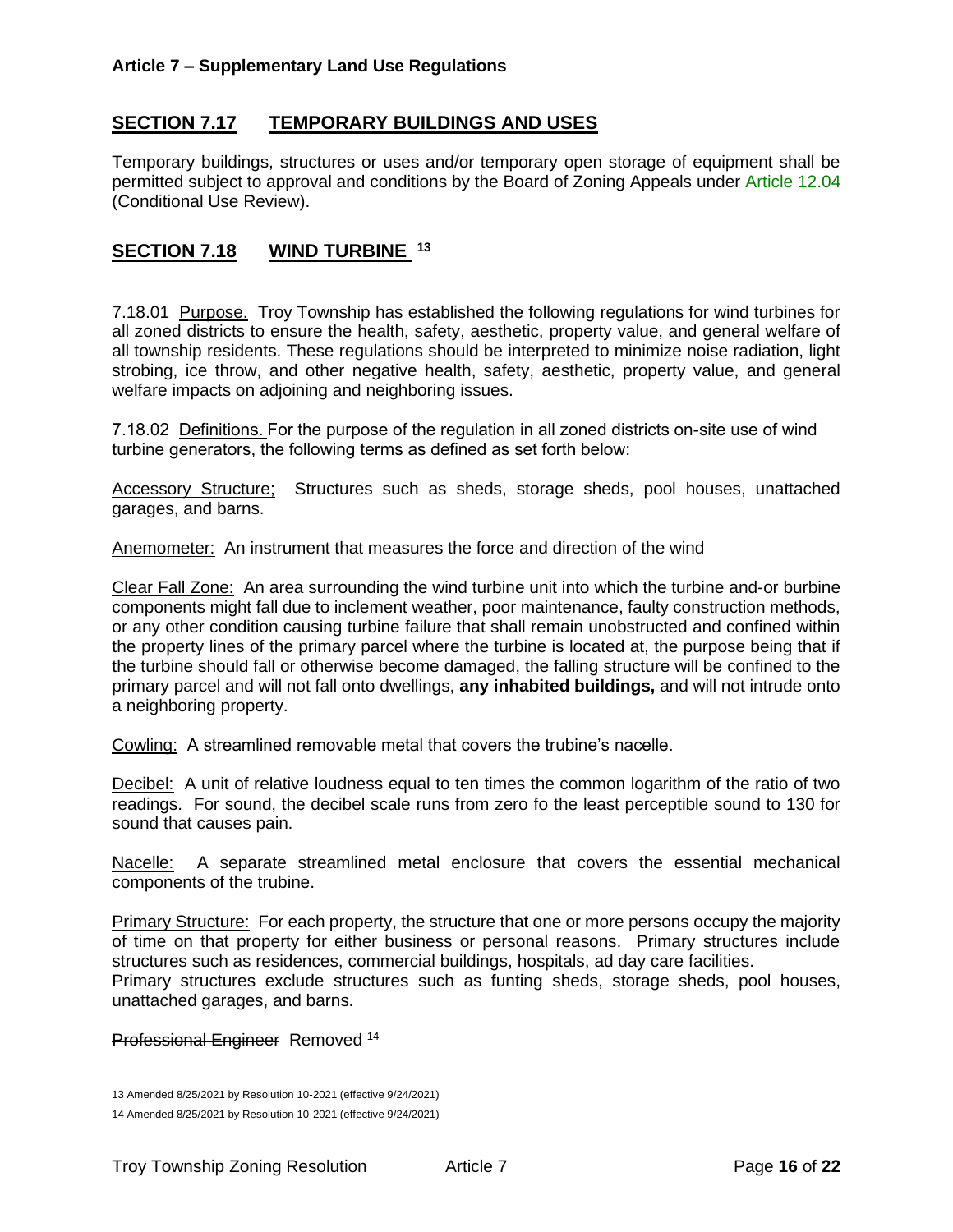## SECTION 7.17 TEMPORARY BUILDINGS AND USES

Temporary buildings, structures or uses and/or temporary open storage of equipment shall be permitted subject to approval and conditions by the Board of Zoning Appeals under Article 12.04 (Conditional Use Review).

## SECTION 7.18 WIND TURBINE [13]

7.18.01 Purpose. Troy Township has established the following regulations for wind turbines for all zoned districts to ensure the health, safety, aesthetic, property value, and general welfare of all township residents. These regulations should be interpreted to minimize noise radiation, light strobing, ice throw, and other negative health, safety, aesthetic, property value, and general welfare impacts on adjoining and neighboring issues.

7.18.02 Definitions. For the purpose of the regulation in all zoned districts on-site use of wind turbine generators, the following terms as defined as set forth below:

Accessory Structure; Structures such as sheds, storage sheds, pool houses, unattached garages, and barns.

Anemometer: An instrument that measures the force and direction of the wind

Clear Fall Zone: An area surrounding the wind turbine unit into which the turbine and-or burbine components might fall due to inclement weather, poor maintenance, faulty construction methods, or any other condition causing turbine failure that shall remain unobstructed and confined within the property lines of the primary parcel where the turbine is located at, the purpose being that if the turbine should fall or otherwise become damaged, the falling structure will be confined to the primary parcel and will not fall onto dwellings, **any inhabited buildings,** and will not intrude onto a neighboring property.

Cowling: A streamlined removable metal that covers the trubine's nacelle.

Decibel: A unit of relative loudness equal to ten times the common logarithm of the ratio of two readings. For sound, the decibel scale runs from zero fo the least perceptible sound to 130 for sound that causes pain.

Nacelle: A separate streamlined metal enclosure that covers the essential mechanical components of the trubine.

Primary Structure: For each property, the structure that one or more persons occupy the majority of time on that property for either business or personal reasons. Primary structures include structures such as residences, commercial buildings, hospitals, ad day care facilities.
Primary structures exclude structures such as funting sheds, storage sheds, pool houses, unattached garages, and barns.

~~Professional Engineer~~ Removed [14]

---

13 Amended 8/25/2021 by Resolution 10-2021 (effective 9/24/2021)

14 Amended 8/25/2021 by Resolution 10-2021 (effective 9/24/2021)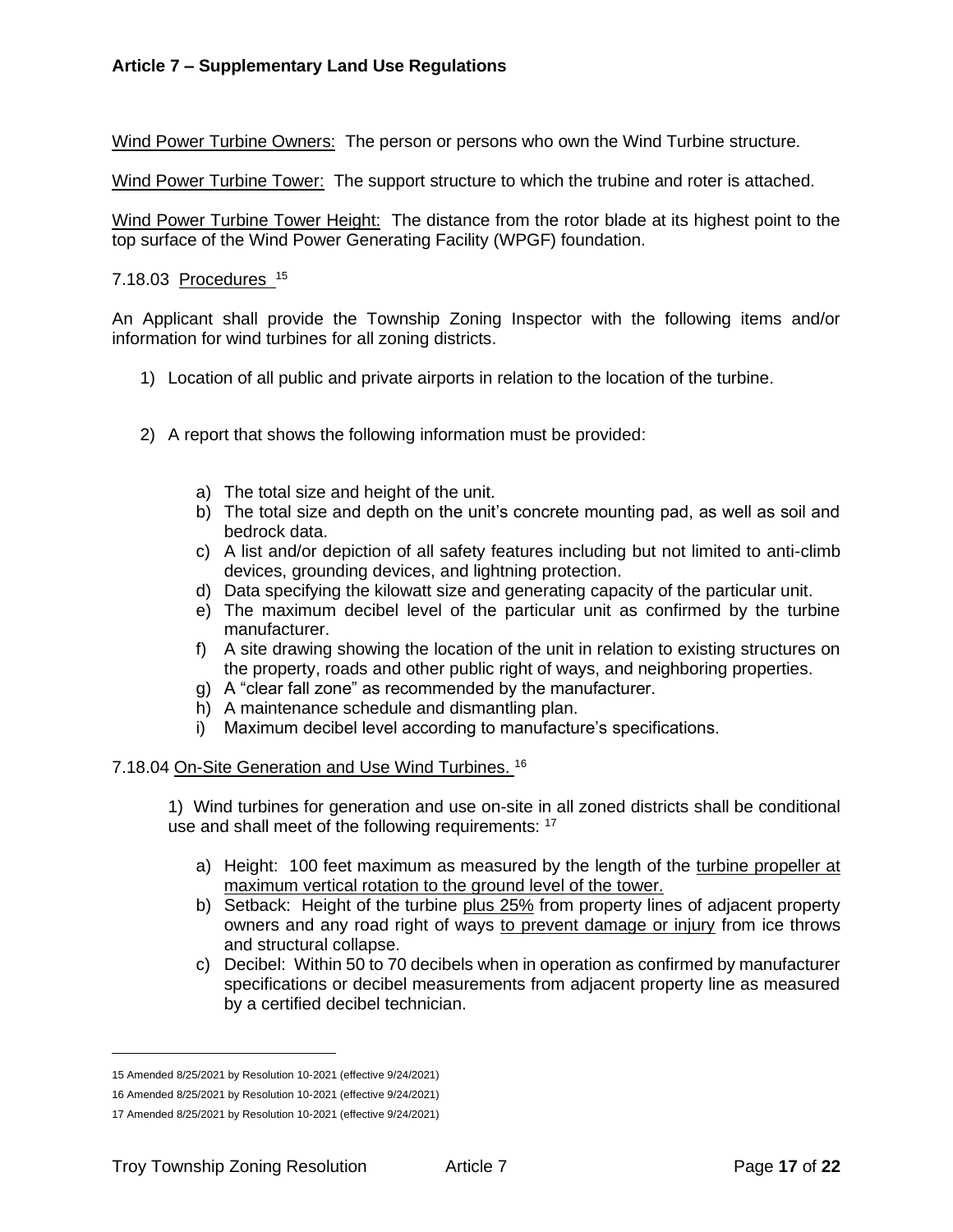Wind Power Turbine Owners: The person or persons who own the Wind Turbine structure.

Wind Power Turbine Tower: The support structure to which the trubine and roter is attached.

Wind Power Turbine Tower Height: The distance from the rotor blade at its highest point to the top surface of the Wind Power Generating Facility (WPGF) foundation.

7.18.03 Procedures [15]

An Applicant shall provide the Township Zoning Inspector with the following items and/or information for wind turbines for all zoning districts.

1) Location of all public and private airports in relation to the location of the turbine.

2) A report that shows the following information must be provided:

   a) The total size and height of the unit.
   b) The total size and depth on the unit's concrete mounting pad, as well as soil and bedrock data.
   c) A list and/or depiction of all safety features including but not limited to anti-climb devices, grounding devices, and lightning protection.
   d) Data specifying the kilowatt size and generating capacity of the particular unit.
   e) The maximum decibel level of the particular unit as confirmed by the turbine manufacturer.
   f) A site drawing showing the location of the unit in relation to existing structures on the property, roads and other public right of ways, and neighboring properties.
   g) A "clear fall zone" as recommended by the manufacturer.
   h) A maintenance schedule and dismantling plan.
   i) Maximum decibel level according to manufacture's specifications.

7.18.04 On-Site Generation and Use Wind Turbines. [16]

1) Wind turbines for generation and use on-site in all zoned districts shall be conditional use and shall meet of the following requirements: [17]

   a) Height: 100 feet maximum as measured by the length of the turbine propeller at maximum vertical rotation to the ground level of the tower.
   b) Setback: Height of the turbine plus 25% from property lines of adjacent property owners and any road right of ways to prevent damage or injury from ice throws and structural collapse.
   c) Decibel: Within 50 to 70 decibels when in operation as confirmed by manufacturer specifications or decibel measurements from adjacent property line as measured by a certified decibel technician.

15 Amended 8/25/2021 by Resolution 10-2021 (effective 9/24/2021)

16 Amended 8/25/2021 by Resolution 10-2021 (effective 9/24/2021)

17 Amended 8/25/2021 by Resolution 10-2021 (effective 9/24/2021)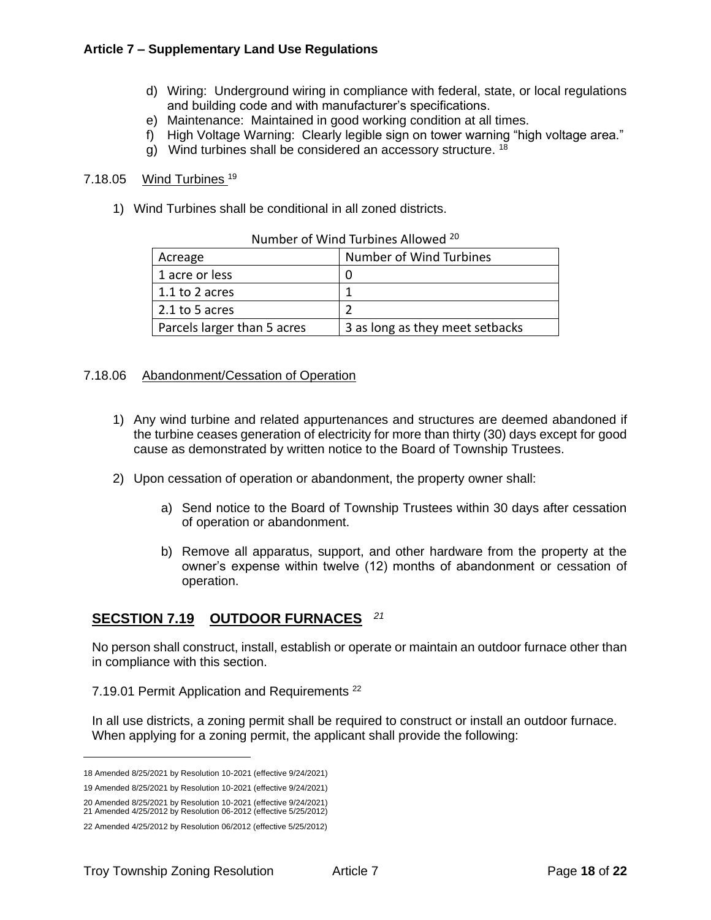d) Wiring: Underground wiring in compliance with federal, state, or local regulations and building code and with manufacturer's specifications.
e) Maintenance: Maintained in good working condition at all times.
f) High Voltage Warning: Clearly legible sign on tower warning "high voltage area."
g) Wind turbines shall be considered an accessory structure. [18]

7.18.05 Wind Turbines [19]

1) Wind Turbines shall be conditional in all zoned districts.

Number of Wind Turbines Allowed [20]

| Acreage | Number of Wind Turbines |
|---|---|
| 1 acre or less | 0 |
| 1.1 to 2 acres | 1 |
| 2.1 to 5 acres | 2 |
| Parcels larger than 5 acres | 3 as long as they meet setbacks |

7.18.06 Abandonment/Cessation of Operation

1) Any wind turbine and related appurtenances and structures are deemed abandoned if the turbine ceases generation of electricity for more than thirty (30) days except for good cause as demonstrated by written notice to the Board of Township Trustees.

2) Upon cessation of operation or abandonment, the property owner shall:

   a) Send notice to the Board of Township Trustees within 30 days after cessation of operation or abandonment.

   b) Remove all apparatus, support, and other hardware from the property at the owner's expense within twelve (12) months of abandonment or cessation of operation.

## SECSTION 7.19 OUTDOOR FURNACES [21]

No person shall construct, install, establish or operate or maintain an outdoor furnace other than in compliance with this section.

7.19.01 Permit Application and Requirements [22]

In all use districts, a zoning permit shall be required to construct or install an outdoor furnace. When applying for a zoning permit, the applicant shall provide the following:

18 Amended 8/25/2021 by Resolution 10-2021 (effective 9/24/2021)

19 Amended 8/25/2021 by Resolution 10-2021 (effective 9/24/2021)

20 Amended 8/25/2021 by Resolution 10-2021 (effective 9/24/2021)
21 Amended 4/25/2012 by Resolution 06-2012 (effective 5/25/2012)

22 Amended 4/25/2012 by Resolution 06/2012 (effective 5/25/2012)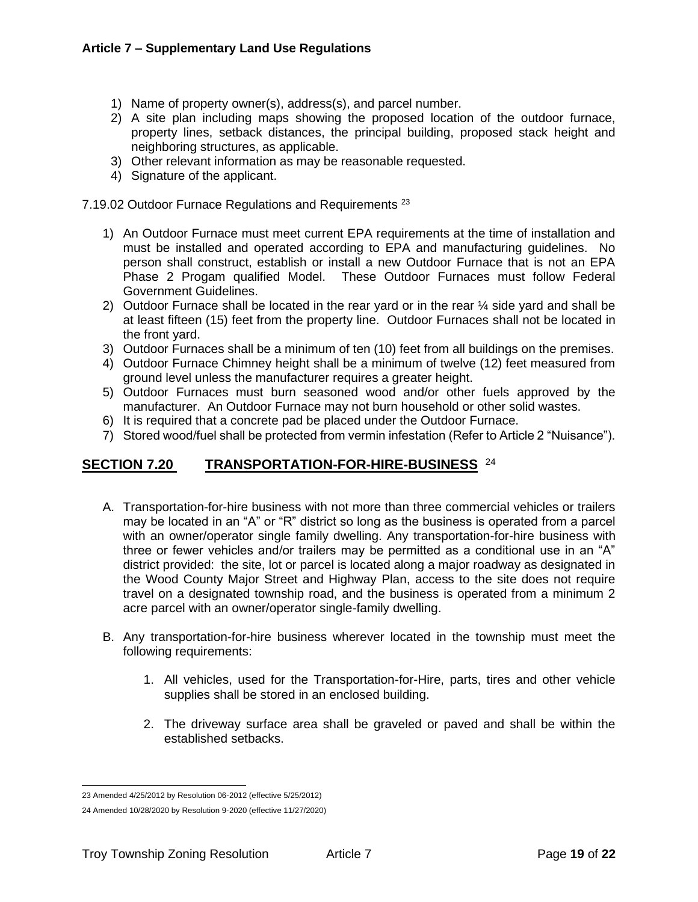1) Name of property owner(s), address(s), and parcel number.
2) A site plan including maps showing the proposed location of the outdoor furnace, property lines, setback distances, the principal building, proposed stack height and neighboring structures, as applicable.
3) Other relevant information as may be reasonable requested.
4) Signature of the applicant.

7.19.02 Outdoor Furnace Regulations and Requirements [23]

1) An Outdoor Furnace must meet current EPA requirements at the time of installation and must be installed and operated according to EPA and manufacturing guidelines. No person shall construct, establish or install a new Outdoor Furnace that is not an EPA Phase 2 Progam qualified Model. These Outdoor Furnaces must follow Federal Government Guidelines.
2) Outdoor Furnace shall be located in the rear yard or in the rear ¼ side yard and shall be at least fifteen (15) feet from the property line. Outdoor Furnaces shall not be located in the front yard.
3) Outdoor Furnaces shall be a minimum of ten (10) feet from all buildings on the premises.
4) Outdoor Furnace Chimney height shall be a minimum of twelve (12) feet measured from ground level unless the manufacturer requires a greater height.
5) Outdoor Furnaces must burn seasoned wood and/or other fuels approved by the manufacturer. An Outdoor Furnace may not burn household or other solid wastes.
6) It is required that a concrete pad be placed under the Outdoor Furnace.
7) Stored wood/fuel shall be protected from vermin infestation (Refer to Article 2 "Nuisance").

## SECTION 7.20 TRANSPORTATION-FOR-HIRE-BUSINESS [24]

A. Transportation-for-hire business with not more than three commercial vehicles or trailers may be located in an "A" or "R" district so long as the business is operated from a parcel with an owner/operator single family dwelling. Any transportation-for-hire business with three or fewer vehicles and/or trailers may be permitted as a conditional use in an "A" district provided: the site, lot or parcel is located along a major roadway as designated in the Wood County Major Street and Highway Plan, access to the site does not require travel on a designated township road, and the business is operated from a minimum 2 acre parcel with an owner/operator single-family dwelling.

B. Any transportation-for-hire business wherever located in the township must meet the following requirements:

   1. All vehicles, used for the Transportation-for-Hire, parts, tires and other vehicle supplies shall be stored in an enclosed building.

   2. The driveway surface area shall be graveled or paved and shall be within the established setbacks.

---

23 Amended 4/25/2012 by Resolution 06-2012 (effective 5/25/2012)

24 Amended 10/28/2020 by Resolution 9-2020 (effective 11/27/2020)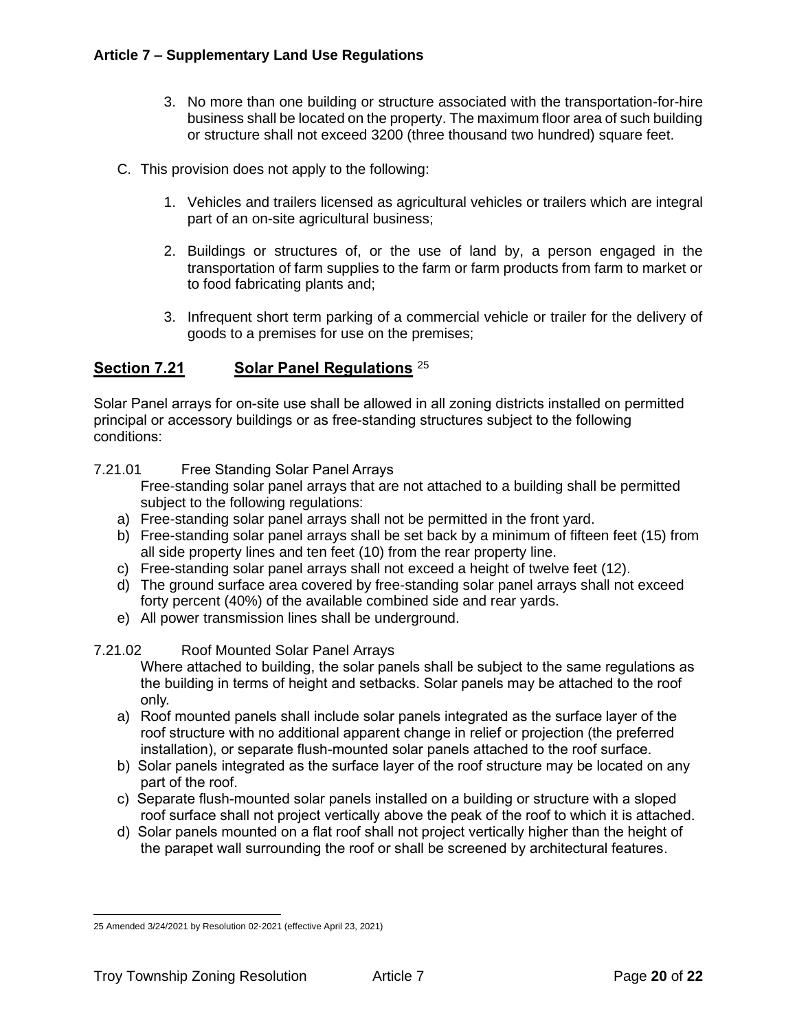3. No more than one building or structure associated with the transportation-for-hire business shall be located on the property. The maximum floor area of such building or structure shall not exceed 3200 (three thousand two hundred) square feet.

C. This provision does not apply to the following:

1. Vehicles and trailers licensed as agricultural vehicles or trailers which are integral part of an on-site agricultural business;

2. Buildings or structures of, or the use of land by, a person engaged in the transportation of farm supplies to the farm or farm products from farm to market or to food fabricating plants and;

3. Infrequent short term parking of a commercial vehicle or trailer for the delivery of goods to a premises for use on the premises;

## **Section 7.21 Solar Panel Regulations** [25]

Solar Panel arrays for on-site use shall be allowed in all zoning districts installed on permitted principal or accessory buildings or as free-standing structures subject to the following conditions:

7.21.01 Free Standing Solar Panel Arrays

Free-standing solar panel arrays that are not attached to a building shall be permitted subject to the following regulations:

a) Free-standing solar panel arrays shall not be permitted in the front yard.
b) Free-standing solar panel arrays shall be set back by a minimum of fifteen feet (15) from all side property lines and ten feet (10) from the rear property line.
c) Free-standing solar panel arrays shall not exceed a height of twelve feet (12).
d) The ground surface area covered by free-standing solar panel arrays shall not exceed forty percent (40%) of the available combined side and rear yards.
e) All power transmission lines shall be underground.

7.21.02 Roof Mounted Solar Panel Arrays

Where attached to building, the solar panels shall be subject to the same regulations as the building in terms of height and setbacks. Solar panels may be attached to the roof only.

a) Roof mounted panels shall include solar panels integrated as the surface layer of the roof structure with no additional apparent change in relief or projection (the preferred installation), or separate flush-mounted solar panels attached to the roof surface.
b) Solar panels integrated as the surface layer of the roof structure may be located on any part of the roof.
c) Separate flush-mounted solar panels installed on a building or structure with a sloped roof surface shall not project vertically above the peak of the roof to which it is attached.
d) Solar panels mounted on a flat roof shall not project vertically higher than the height of the parapet wall surrounding the roof or shall be screened by architectural features.

---

25 Amended 3/24/2021 by Resolution 02-2021 (effective April 23, 2021)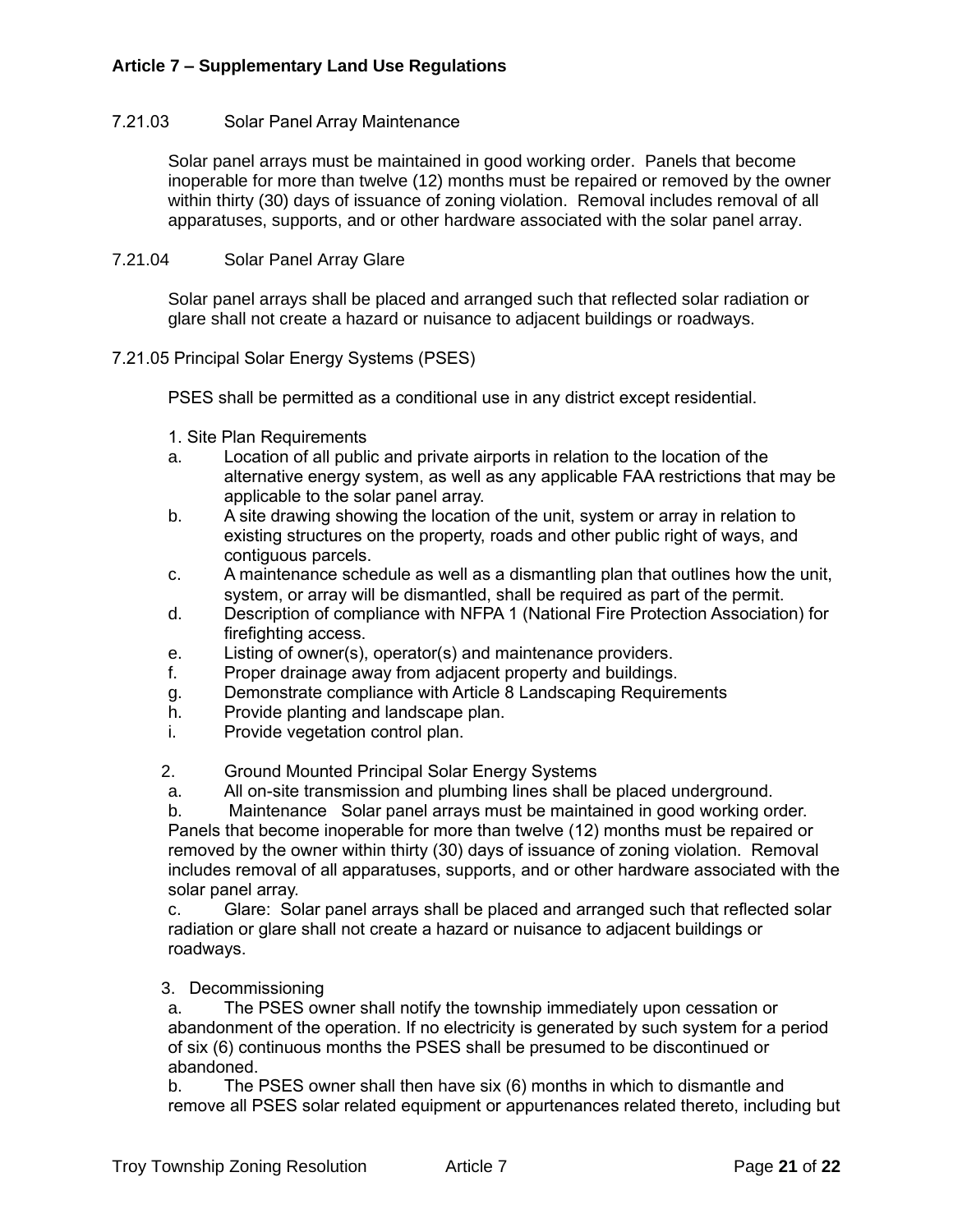7.21.03 Solar Panel Array Maintenance

Solar panel arrays must be maintained in good working order. Panels that become inoperable for more than twelve (12) months must be repaired or removed by the owner within thirty (30) days of issuance of zoning violation. Removal includes removal of all apparatuses, supports, and or other hardware associated with the solar panel array.

7.21.04 Solar Panel Array Glare

Solar panel arrays shall be placed and arranged such that reflected solar radiation or glare shall not create a hazard or nuisance to adjacent buildings or roadways.

7.21.05 Principal Solar Energy Systems (PSES)

PSES shall be permitted as a conditional use in any district except residential.

1. Site Plan Requirements
   a. Location of all public and private airports in relation to the location of the alternative energy system, as well as any applicable FAA restrictions that may be applicable to the solar panel array.
   b. A site drawing showing the location of the unit, system or array in relation to existing structures on the property, roads and other public right of ways, and contiguous parcels.
   c. A maintenance schedule as well as a dismantling plan that outlines how the unit, system, or array will be dismantled, shall be required as part of the permit.
   d. Description of compliance with NFPA 1 (National Fire Protection Association) for firefighting access.
   e. Listing of owner(s), operator(s) and maintenance providers.
   f. Proper drainage away from adjacent property and buildings.
   g. Demonstrate compliance with Article 8 Landscaping Requirements
   h. Provide planting and landscape plan.
   i. Provide vegetation control plan.

2. Ground Mounted Principal Solar Energy Systems
   a. All on-site transmission and plumbing lines shall be placed underground.
   b. Maintenance Solar panel arrays must be maintained in good working order. Panels that become inoperable for more than twelve (12) months must be repaired or removed by the owner within thirty (30) days of issuance of zoning violation. Removal includes removal of all apparatuses, supports, and or other hardware associated with the solar panel array.
   c. Glare: Solar panel arrays shall be placed and arranged such that reflected solar radiation or glare shall not create a hazard or nuisance to adjacent buildings or roadways.

3. Decommissioning
   a. The PSES owner shall notify the township immediately upon cessation or abandonment of the operation. If no electricity is generated by such system for a period of six (6) continuous months the PSES shall be presumed to be discontinued or abandoned.
   b. The PSES owner shall then have six (6) months in which to dismantle and remove all PSES solar related equipment or appurtenances related thereto, including but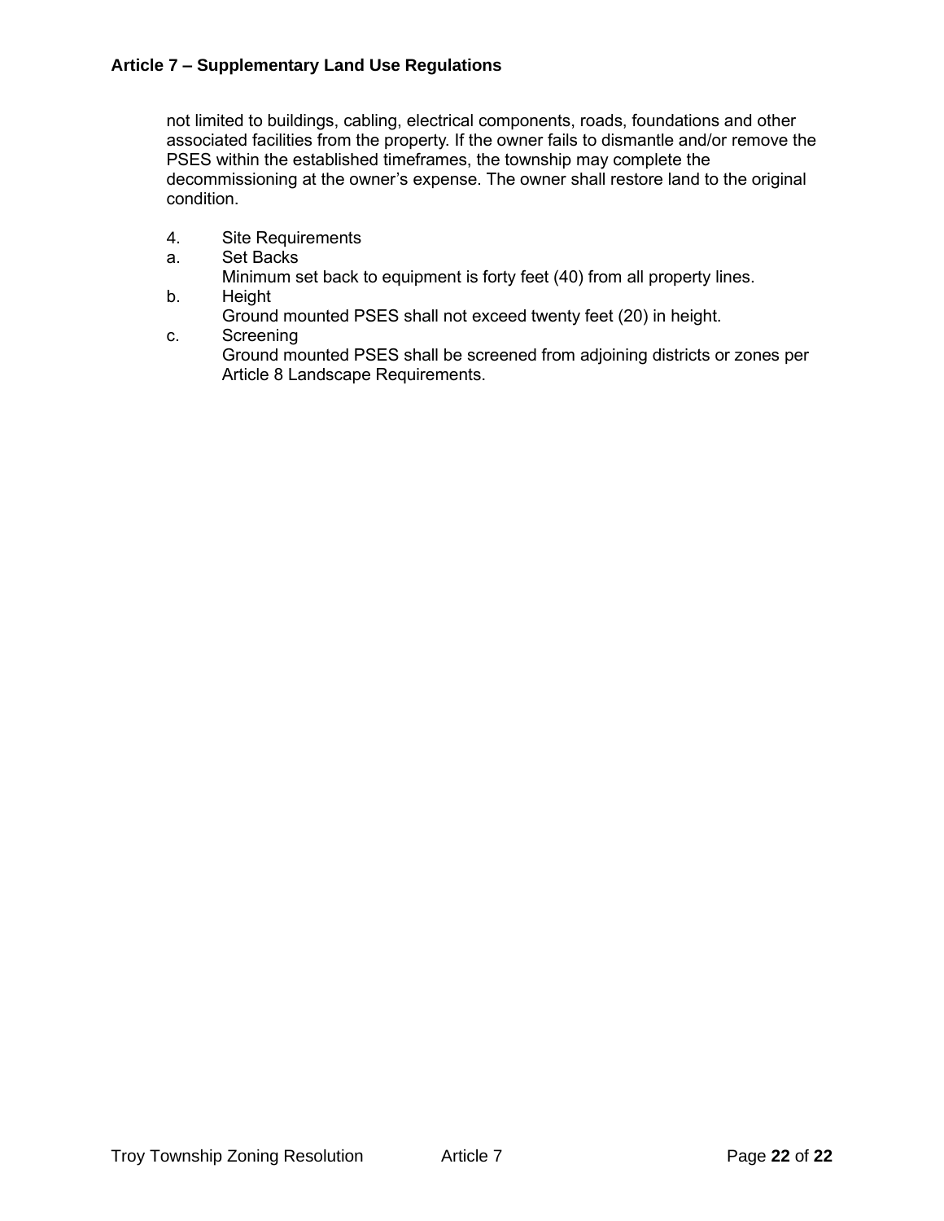not limited to buildings, cabling, electrical components, roads, foundations and other associated facilities from the property. If the owner fails to dismantle and/or remove the PSES within the established timeframes, the township may complete the decommissioning at the owner's expense. The owner shall restore land to the original condition.

4. Site Requirements

a. Set Backs

Minimum set back to equipment is forty feet (40) from all property lines.

b. Height

Ground mounted PSES shall not exceed twenty feet (20) in height.

c. Screening

Ground mounted PSES shall be screened from adjoining districts or zones per Article 8 Landscape Requirements.